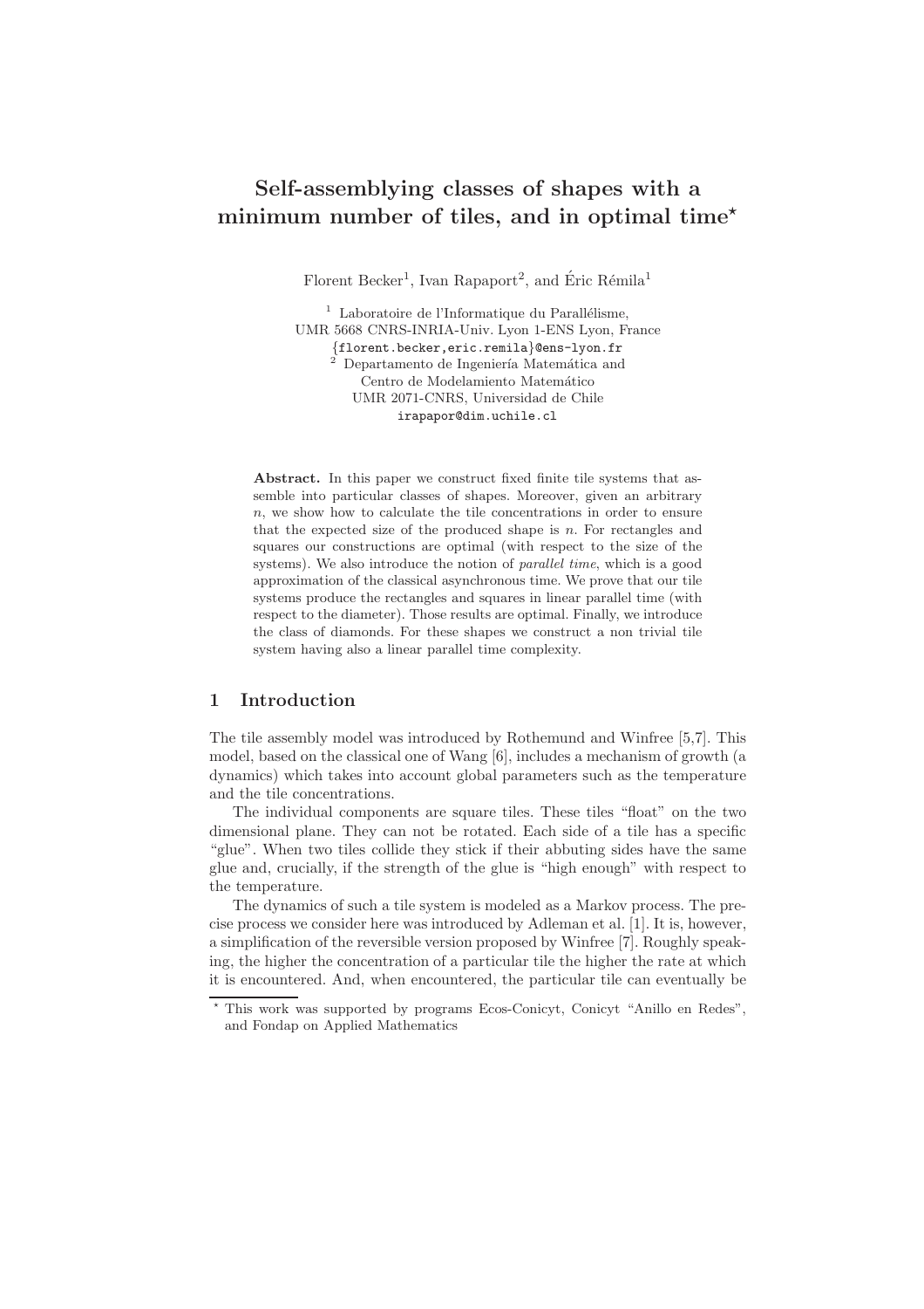# Self-assemblying classes of shapes with a minimum number of tiles, and in optimal time*

Florent Becker[1], Ivan Rapaport[2], and Éric Rémila[1]

[1] Laboratoire de l'Informatique du Parallélisme, UMR 5668 CNRS-INRIA-Univ. Lyon 1-ENS Lyon, France
{florent.becker,eric.remila}@ens-lyon.fr

[2] Departamento de Ingeniería Matemática and Centro de Modelamiento Matemático UMR 2071-CNRS, Universidad de Chile
irapapor@dim.uchile.cl

**Abstract.** In this paper we construct fixed finite tile systems that assemble into particular classes of shapes. Moreover, given an arbitrary $n$, we show how to calculate the tile concentrations in order to ensure that the expected size of the produced shape is $n$. For rectangles and squares our constructions are optimal (with respect to the size of the systems). We also introduce the notion of *parallel time*, which is a good approximation of the classical asynchronous time. We prove that our tile systems produce the rectangles and squares in linear parallel time (with respect to the diameter). Those results are optimal. Finally, we introduce the class of diamonds. For these shapes we construct a non trivial tile system having also a linear parallel time complexity.

## 1 Introduction

The tile assembly model was introduced by Rothemund and Winfree [5,7]. This model, based on the classical one of Wang [6], includes a mechanism of growth (a dynamics) which takes into account global parameters such as the temperature and the tile concentrations.

The individual components are square tiles. These tiles "float" on the two dimensional plane. They can not be rotated. Each side of a tile has a specific "glue". When two tiles collide they stick if their abbuting sides have the same glue and, crucially, if the strength of the glue is "high enough" with respect to the temperature.

The dynamics of such a tile system is modeled as a Markov process. The precise process we consider here was introduced by Adleman et al. [1]. It is, however, a simplification of the reversible version proposed by Winfree [7]. Roughly speaking, the higher the concentration of a particular tile the higher the rate at which it is encountered. And, when encountered, the particular tile can eventually be

* This work was supported by programs Ecos-Conicyt, Conicyt "Anillo en Redes", and Fondap on Applied Mathematics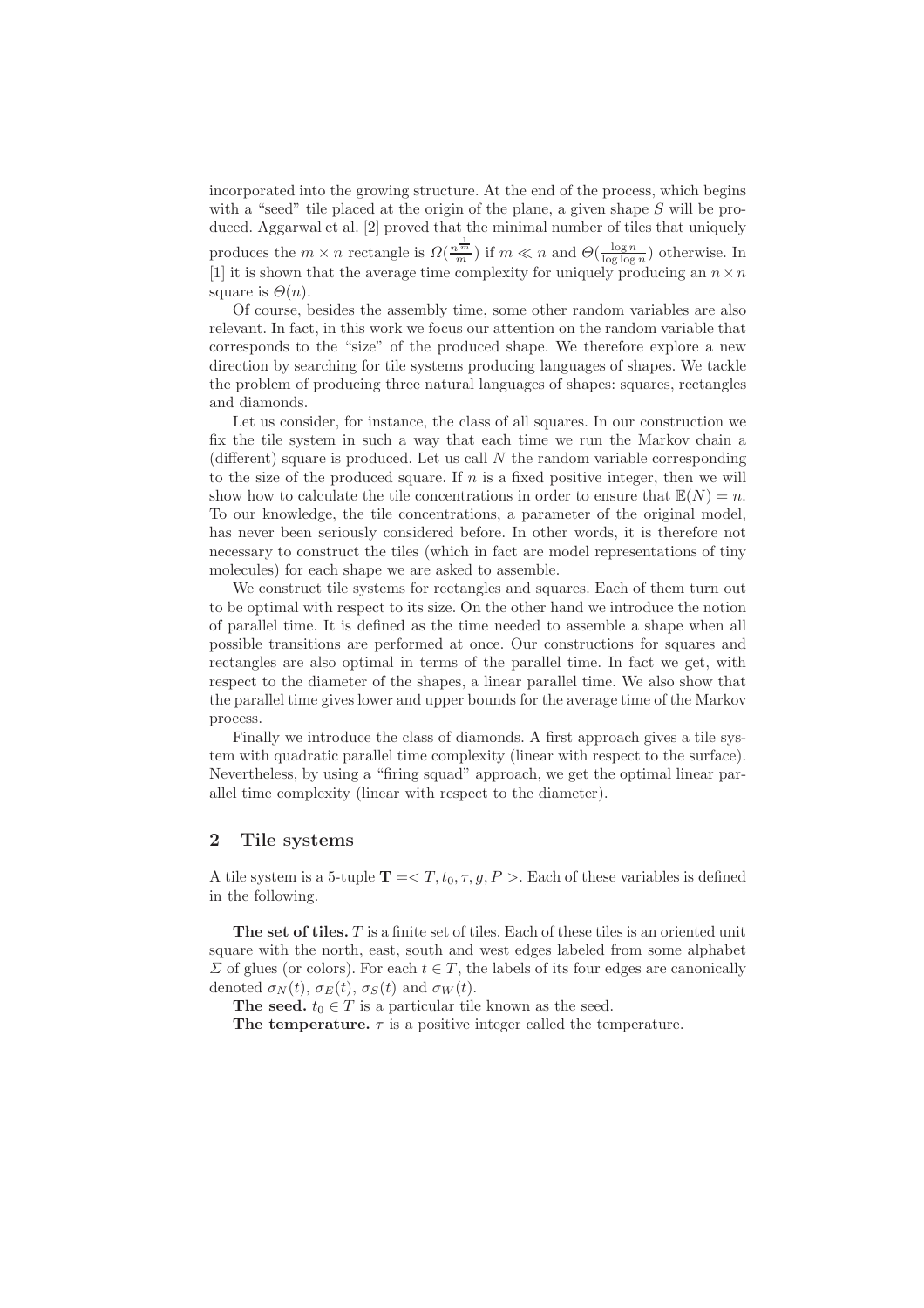incorporated into the growing structure. At the end of the process, which begins with a "seed" tile placed at the origin of the plane, a given shape $S$ will be produced. Aggarwal et al. [2] proved that the minimal number of tiles that uniquely produces the $m \times n$ rectangle is $\Omega(\frac{n^{\frac{1}{m}}}{m})$ if $m \ll n$ and $\Theta(\frac{\log n}{\log \log n})$ otherwise. In [1] it is shown that the average time complexity for uniquely producing an $n \times n$ square is $\Theta(n)$.

Of course, besides the assembly time, some other random variables are also relevant. In fact, in this work we focus our attention on the random variable that corresponds to the "size" of the produced shape. We therefore explore a new direction by searching for tile systems producing languages of shapes. We tackle the problem of producing three natural languages of shapes: squares, rectangles and diamonds.

Let us consider, for instance, the class of all squares. In our construction we fix the tile system in such a way that each time we run the Markov chain a (different) square is produced. Let us call $N$ the random variable corresponding to the size of the produced square. If $n$ is a fixed positive integer, then we will show how to calculate the tile concentrations in order to ensure that $\mathbb{E}(N) = n$. To our knowledge, the tile concentrations, a parameter of the original model, has never been seriously considered before. In other words, it is therefore not necessary to construct the tiles (which in fact are model representations of tiny molecules) for each shape we are asked to assemble.

We construct tile systems for rectangles and squares. Each of them turn out to be optimal with respect to its size. On the other hand we introduce the notion of parallel time. It is defined as the time needed to assemble a shape when all possible transitions are performed at once. Our constructions for squares and rectangles are also optimal in terms of the parallel time. In fact we get, with respect to the diameter of the shapes, a linear parallel time. We also show that the parallel time gives lower and upper bounds for the average time of the Markov process.

Finally we introduce the class of diamonds. A first approach gives a tile system with quadratic parallel time complexity (linear with respect to the surface). Nevertheless, by using a "firing squad" approach, we get the optimal linear parallel time complexity (linear with respect to the diameter).

## 2 Tile systems

A tile system is a 5-tuple $\mathbf{T} = < T, t_0, \tau, g, P >$. Each of these variables is defined in the following.

**The set of tiles.** $T$ is a finite set of tiles. Each of these tiles is an oriented unit square with the north, east, south and west edges labeled from some alphabet $\Sigma$ of glues (or colors). For each $t \in T$, the labels of its four edges are canonically denoted $\sigma_N(t)$, $\sigma_E(t)$, $\sigma_S(t)$ and $\sigma_W(t)$.

**The seed.** $t_0 \in T$ is a particular tile known as the seed.

**The temperature.** $\tau$ is a positive integer called the temperature.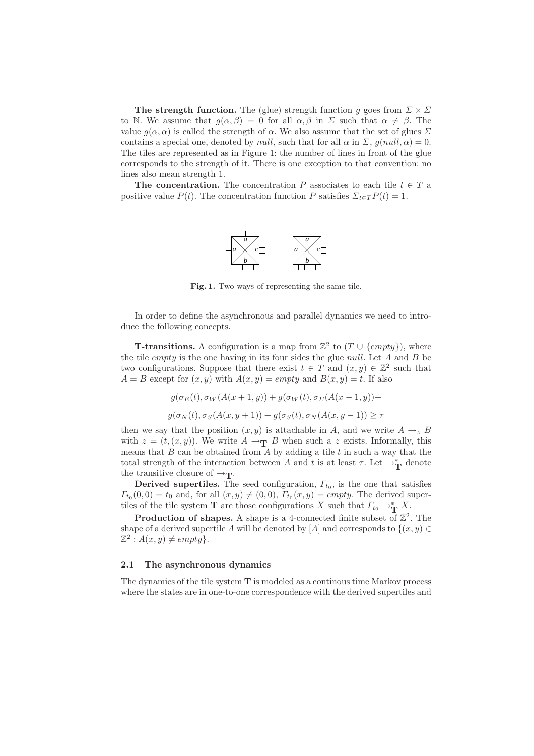**The strength function.** The (glue) strength function $g$ goes from $\Sigma \times \Sigma$ to $\mathbb{N}$. We assume that $g(\alpha, \beta) = 0$ for all $\alpha, \beta$ in $\Sigma$ such that $\alpha \neq \beta$. The value $g(\alpha, \alpha)$ is called the strength of $\alpha$. We also assume that the set of glues $\Sigma$ contains a special one, denoted by *null*, such that for all $\alpha$ in $\Sigma$, $g(null, \alpha) = 0$. The tiles are represented as in Figure 1: the number of lines in front of the glue corresponds to the strength of it. There is one exception to that convention: no lines also mean strength 1.

**The concentration.** The concentration $P$ associates to each tile $t \in T$ a positive value $P(t)$. The concentration function $P$ satisfies $\Sigma_{t \in T} P(t) = 1$.

**Fig. 1.** Two ways of representing the same tile.

In order to define the asynchronous and parallel dynamics we need to introduce the following concepts.

**T-transitions.** A configuration is a map from $\mathbb{Z}^2$ to $(T \cup \{empty\})$, where the tile *empty* is the one having in its four sides the glue *null*. Let $A$ and $B$ be two configurations. Suppose that there exist $t \in T$ and $(x, y) \in \mathbb{Z}^2$ such that $A = B$ except for $(x, y)$ with $A(x, y) = empty$ and $B(x, y) = t$. If also

$$g(\sigma_E(t), \sigma_W(A(x+1, y)) + g(\sigma_W(t), \sigma_E(A(x-1, y))+$$

$$g(\sigma_N(t), \sigma_S(A(x, y+1)) + g(\sigma_S(t), \sigma_N(A(x, y-1)) \geq \tau$$

then we say that the position $(x, y)$ is attachable in $A$, and we write $A \rightarrow_z B$ with $z = (t, (x, y))$. We write $A \rightarrow_{\mathbf{T}} B$ when such a $z$ exists. Informally, this means that $B$ can be obtained from $A$ by adding a tile $t$ in such a way that the total strength of the interaction between $A$ and $t$ is at least $\tau$. Let $\rightarrow^*_{\mathbf{T}}$ denote the transitive closure of $\rightarrow_{\mathbf{T}}$.

**Derived supertiles.** The seed configuration, $\Gamma_{t_0}$, is the one that satisfies $\Gamma_{t_0}(0, 0) = t_0$ and, for all $(x, y) \neq (0, 0)$, $\Gamma_{t_0}(x, y) = empty$. The derived supertiles of the tile system $\mathbf{T}$ are those configurations $X$ such that $\Gamma_{t_0} \rightarrow^*_{\mathbf{T}} X$.

**Production of shapes.** A shape is a 4-connected finite subset of $\mathbb{Z}^2$. The shape of a derived supertile $A$ will be denoted by $[A]$ and corresponds to $\{(x, y) \in \mathbb{Z}^2 : A(x, y) \neq empty\}$.

### 2.1 The asynchronous dynamics

The dynamics of the tile system $\mathbf{T}$ is modeled as a continous time Markov process where the states are in one-to-one correspondence with the derived supertiles and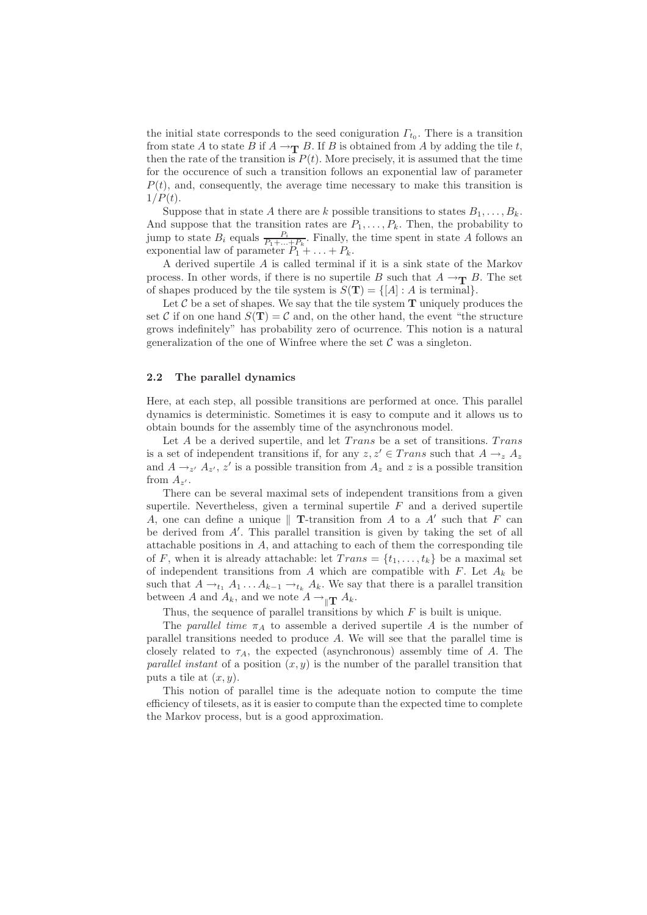the initial state corresponds to the seed coniguration $\Gamma_{t_0}$. There is a transition from state $A$ to state $B$ if $A \rightarrow_{\mathbf{T}} B$. If $B$ is obtained from $A$ by adding the tile $t$, then the rate of the transition is $P(t)$. More precisely, it is assumed that the time for the occurence of such a transition follows an exponential law of parameter $P(t)$, and, consequently, the average time necessary to make this transition is $1/P(t)$.

Suppose that in state $A$ there are $k$ possible transitions to states $B_1, \ldots, B_k$. And suppose that the transition rates are $P_1, \ldots, P_k$. Then, the probability to jump to state $B_i$ equals $\frac{P_i}{P_1+\ldots+P_k}$. Finally, the time spent in state $A$ follows an exponential law of parameter $P_1 + \ldots + P_k$.

A derived supertile $A$ is called terminal if it is a sink state of the Markov process. In other words, if there is no supertile $B$ such that $A \rightarrow_{\mathbf{T}} B$. The set of shapes produced by the tile system is $S(\mathbf{T}) = \{[A] : A \text{ is terminal}\}$.

Let $\mathcal{C}$ be a set of shapes. We say that the tile system $\mathbf{T}$ uniquely produces the set $\mathcal{C}$ if on one hand $S(\mathbf{T}) = \mathcal{C}$ and, on the other hand, the event "the structure grows indefinitely" has probability zero of ocurrence. This notion is a natural generalization of the one of Winfree where the set $\mathcal{C}$ was a singleton.

### 2.2 The parallel dynamics

Here, at each step, all possible transitions are performed at once. This parallel dynamics is deterministic. Sometimes it is easy to compute and it allows us to obtain bounds for the assembly time of the asynchronous model.

Let $A$ be a derived supertile, and let $Trans$ be a set of transitions. $Trans$ is a set of independent transitions if, for any $z, z' \in Trans$ such that $A \rightarrow_z A_z$ and $A \rightarrow_{z'} A_{z'}$, $z'$ is a possible transition from $A_z$ and $z$ is a possible transition from $A_{z'}$.

There can be several maximal sets of independent transitions from a given supertile. Nevertheless, given a terminal supertile $F$ and a derived supertile $A$, one can define a unique $\parallel$ $\mathbf{T}$-transition from $A$ to a $A'$ such that $F$ can be derived from $A'$. This parallel transition is given by taking the set of all attachable positions in $A$, and attaching to each of them the corresponding tile of $F$, when it is already attachable: let $Trans = \{t_1, \ldots, t_k\}$ be a maximal set of independent transitions from $A$ which are compatible with $F$. Let $A_k$ be such that $A \rightarrow_{t_1} A_1 \ldots A_{k-1} \rightarrow_{t_k} A_k$. We say that there is a parallel transition between $A$ and $A_k$, and we note $A \rightarrow_{\parallel \mathbf{T}} A_k$.

Thus, the sequence of parallel transitions by which $F$ is built is unique.

The *parallel time* $\pi_A$ to assemble a derived supertile $A$ is the number of parallel transitions needed to produce $A$. We will see that the parallel time is closely related to $\tau_A$, the expected (asynchronous) assembly time of $A$. The *parallel instant* of a position $(x, y)$ is the number of the parallel transition that puts a tile at $(x, y)$.

This notion of parallel time is the adequate notion to compute the time efficiency of tilesets, as it is easier to compute than the expected time to complete the Markov process, but is a good approximation.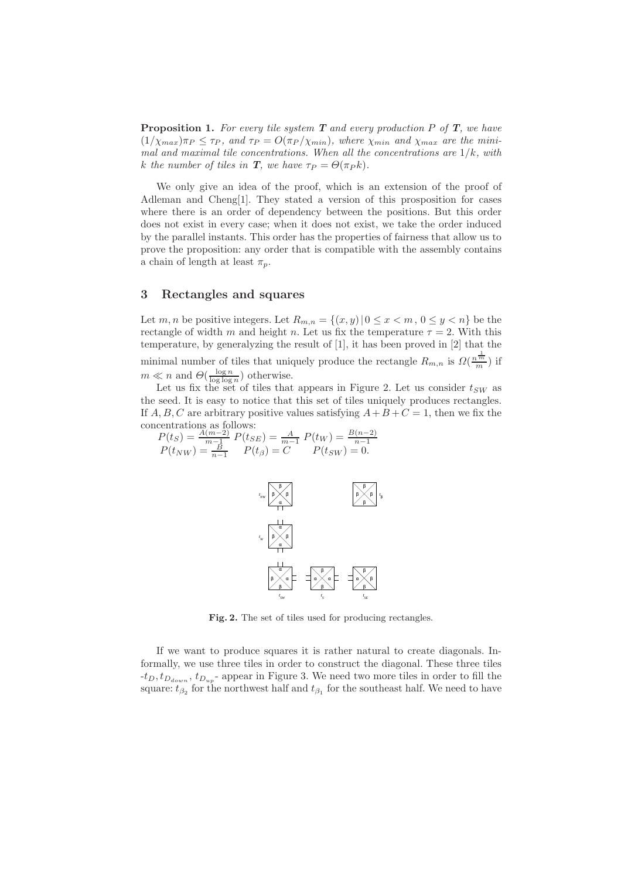**Proposition 1.** *For every tile system $\boldsymbol{T}$ and every production $P$ of $\boldsymbol{T}$, we have $(1/\chi_{max})\pi_P \leq \tau_P$, and $\tau_P = O(\pi_P/\chi_{min})$, where $\chi_{min}$ and $\chi_{max}$ are the minimal and maximal tile concentrations. When all the concentrations are $1/k$, with $k$ the number of tiles in $\boldsymbol{T}$, we have $\tau_P = \Theta(\pi_P k)$.*

We only give an idea of the proof, which is an extension of the proof of Adleman and Cheng[1]. They stated a version of this prosposition for cases where there is an order of dependency between the positions. But this order does not exist in every case; when it does not exist, we take the order induced by the parallel instants. This order has the properties of fairness that allow us to prove the proposition: any order that is compatible with the assembly contains a chain of length at least $\pi_p$.

## 3 Rectangles and squares

Let $m, n$ be positive integers. Let $R_{m,n} = \{(x, y) \,|\, 0 \leq x < m \,,\, 0 \leq y < n\}$ be the rectangle of width $m$ and height $n$. Let us fix the temperature $\tau = 2$. With this temperature, by generalyzing the result of [1], it has been proved in [2] that the minimal number of tiles that uniquely produce the rectangle $R_{m,n}$ is $\Omega(\frac{n^{\frac{1}{m}}}{m})$ if $m \ll n$ and $\Theta(\frac{\log n}{\log \log n})$ otherwise.

Let us fix the set of tiles that appears in Figure 2. Let us consider $t_{SW}$ as the seed. It is easy to notice that this set of tiles uniquely produces rectangles. If $A, B, C$ are arbitrary positive values satisfying $A + B + C = 1$, then we fix the concentrations as follows:

$P(t_S) = \frac{A(m-2)}{m-1}$ $P(t_{SE}) = \frac{A}{m-1}$ $P(t_W) = \frac{B(n-2)}{n-1}$
$P(t_{NW}) = \frac{B}{n-1}$ $\quad P(t_\beta) = C$ $\quad P(t_{SW}) = 0.$

**Fig. 2.** The set of tiles used for producing rectangles.

If we want to produce squares it is rather natural to create diagonals. Informally, we use three tiles in order to construct the diagonal. These three tiles -$t_D, t_{D_{down}}, t_{D_{up}}$- appear in Figure 3. We need two more tiles in order to fill the square: $t_{\beta_2}$ for the northwest half and $t_{\beta_1}$ for the southeast half. We need to have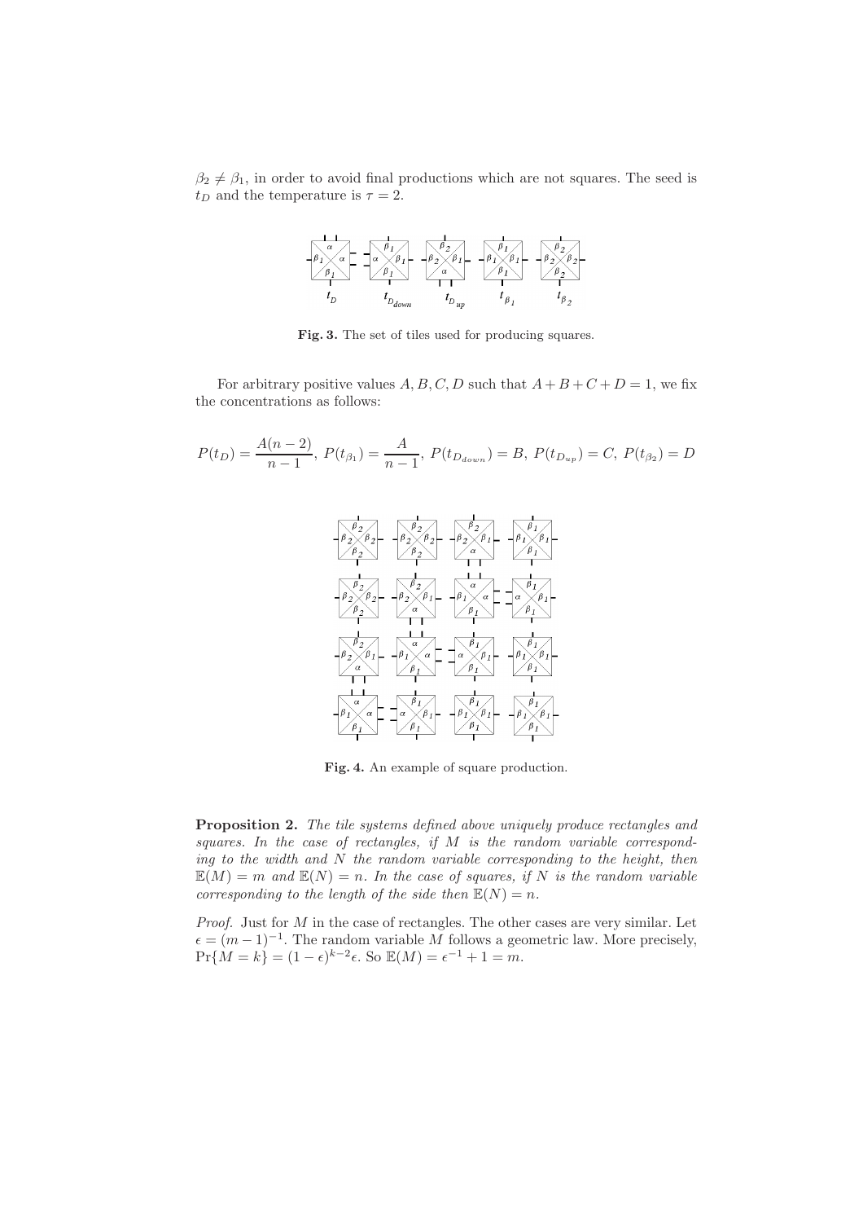$\beta_2 \neq \beta_1$, in order to avoid final productions which are not squares. The seed is $t_D$ and the temperature is $\tau = 2$.

**Fig. 3.** The set of tiles used for producing squares.

For arbitrary positive values $A, B, C, D$ such that $A+B+C+D=1$, we fix the concentrations as follows:

$$P(t_D) = \frac{A(n-2)}{n-1},\; P(t_{\beta_1}) = \frac{A}{n-1},\; P(t_{D_{down}}) = B,\; P(t_{D_{up}}) = C,\; P(t_{\beta_2}) = D$$

**Fig. 4.** An example of square production.

**Proposition 2.** *The tile systems defined above uniquely produce rectangles and squares. In the case of rectangles, if $M$ is the random variable corresponding to the width and $N$ the random variable corresponding to the height, then $\mathbb{E}(M) = m$ and $\mathbb{E}(N) = n$. In the case of squares, if $N$ is the random variable corresponding to the length of the side then $\mathbb{E}(N) = n$.*

*Proof.* Just for $M$ in the case of rectangles. The other cases are very similar. Let $\epsilon = (m-1)^{-1}$. The random variable $M$ follows a geometric law. More precisely, $\Pr\{M = k\} = (1-\epsilon)^{k-2}\epsilon$. So $\mathbb{E}(M) = \epsilon^{-1} + 1 = m$.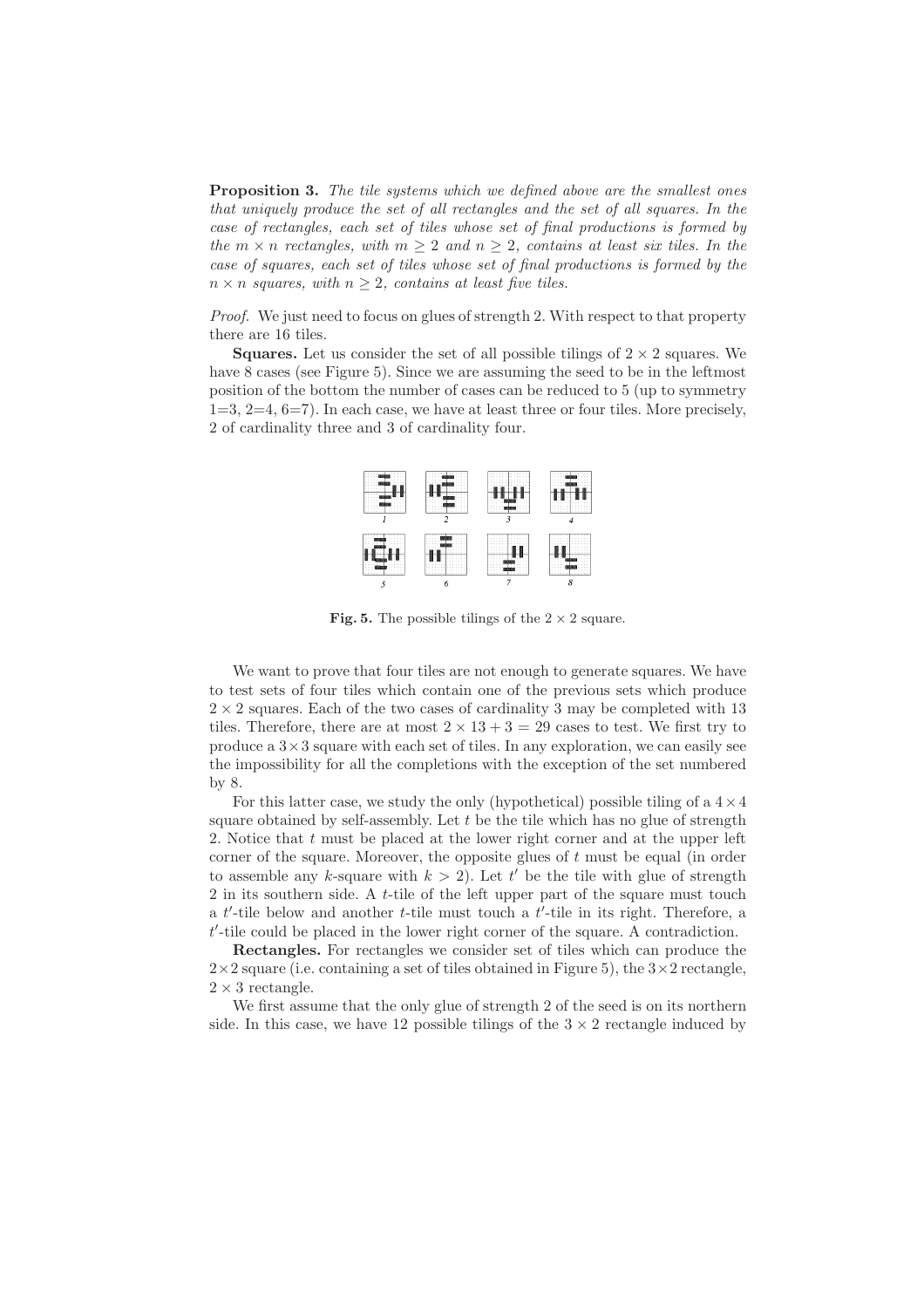**Proposition 3.** *The tile systems which we defined above are the smallest ones that uniquely produce the set of all rectangles and the set of all squares. In the case of rectangles, each set of tiles whose set of final productions is formed by the $m \times n$ rectangles, with $m \geq 2$ and $n \geq 2$, contains at least six tiles. In the case of squares, each set of tiles whose set of final productions is formed by the $n \times n$ squares, with $n \geq 2$, contains at least five tiles.*

*Proof.* We just need to focus on glues of strength 2. With respect to that property there are 16 tiles.

**Squares.** Let us consider the set of all possible tilings of $2 \times 2$ squares. We have 8 cases (see Figure 5). Since we are assuming the seed to be in the leftmost position of the bottom the number of cases can be reduced to 5 (up to symmetry 1=3, 2=4, 6=7). In each case, we have at least three or four tiles. More precisely, 2 of cardinality three and 3 of cardinality four.

**Fig. 5.** The possible tilings of the $2 \times 2$ square.

We want to prove that four tiles are not enough to generate squares. We have to test sets of four tiles which contain one of the previous sets which produce $2 \times 2$ squares. Each of the two cases of cardinality 3 may be completed with 13 tiles. Therefore, there are at most $2 \times 13 + 3 = 29$ cases to test. We first try to produce a $3 \times 3$ square with each set of tiles. In any exploration, we can easily see the impossibility for all the completions with the exception of the set numbered by 8.

For this latter case, we study the only (hypothetical) possible tiling of a $4 \times 4$ square obtained by self-assembly. Let $t$ be the tile which has no glue of strength 2. Notice that $t$ must be placed at the lower right corner and at the upper left corner of the square. Moreover, the opposite glues of $t$ must be equal (in order to assemble any $k$-square with $k > 2$). Let $t'$ be the tile with glue of strength 2 in its southern side. A $t$-tile of the left upper part of the square must touch a $t'$-tile below and another $t$-tile must touch a $t'$-tile in its right. Therefore, a $t'$-tile could be placed in the lower right corner of the square. A contradiction.

**Rectangles.** For rectangles we consider set of tiles which can produce the $2 \times 2$ square (i.e. containing a set of tiles obtained in Figure 5), the $3 \times 2$ rectangle, $2 \times 3$ rectangle.

We first assume that the only glue of strength 2 of the seed is on its northern side. In this case, we have 12 possible tilings of the $3 \times 2$ rectangle induced by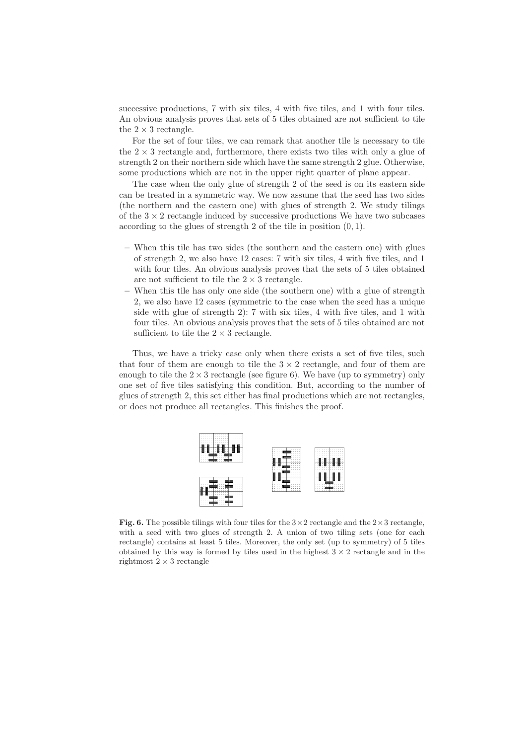successive productions, 7 with six tiles, 4 with five tiles, and 1 with four tiles. An obvious analysis proves that sets of 5 tiles obtained are not sufficient to tile the $2 \times 3$ rectangle.

For the set of four tiles, we can remark that another tile is necessary to tile the $2 \times 3$ rectangle and, furthermore, there exists two tiles with only a glue of strength 2 on their northern side which have the same strength 2 glue. Otherwise, some productions which are not in the upper right quarter of plane appear.

The case when the only glue of strength 2 of the seed is on its eastern side can be treated in a symmetric way. We now assume that the seed has two sides (the northern and the eastern one) with glues of strength 2. We study tilings of the $3 \times 2$ rectangle induced by successive productions We have two subcases according to the glues of strength 2 of the tile in position $(0, 1)$.

- When this tile has two sides (the southern and the eastern one) with glues of strength 2, we also have 12 cases: 7 with six tiles, 4 with five tiles, and 1 with four tiles. An obvious analysis proves that the sets of 5 tiles obtained are not sufficient to tile the $2 \times 3$ rectangle.
- When this tile has only one side (the southern one) with a glue of strength 2, we also have 12 cases (symmetric to the case when the seed has a unique side with glue of strength 2): 7 with six tiles, 4 with five tiles, and 1 with four tiles. An obvious analysis proves that the sets of 5 tiles obtained are not sufficient to tile the $2 \times 3$ rectangle.

Thus, we have a tricky case only when there exists a set of five tiles, such that four of them are enough to tile the $3 \times 2$ rectangle, and four of them are enough to tile the $2 \times 3$ rectangle (see figure 6). We have (up to symmetry) only one set of five tiles satisfying this condition. But, according to the number of glues of strength 2, this set either has final productions which are not rectangles, or does not produce all rectangles. This finishes the proof.

**Fig. 6.** The possible tilings with four tiles for the $3 \times 2$ rectangle and the $2 \times 3$ rectangle, with a seed with two glues of strength 2. A union of two tiling sets (one for each rectangle) contains at least 5 tiles. Moreover, the only set (up to symmetry) of 5 tiles obtained by this way is formed by tiles used in the highest $3 \times 2$ rectangle and in the rightmost $2 \times 3$ rectangle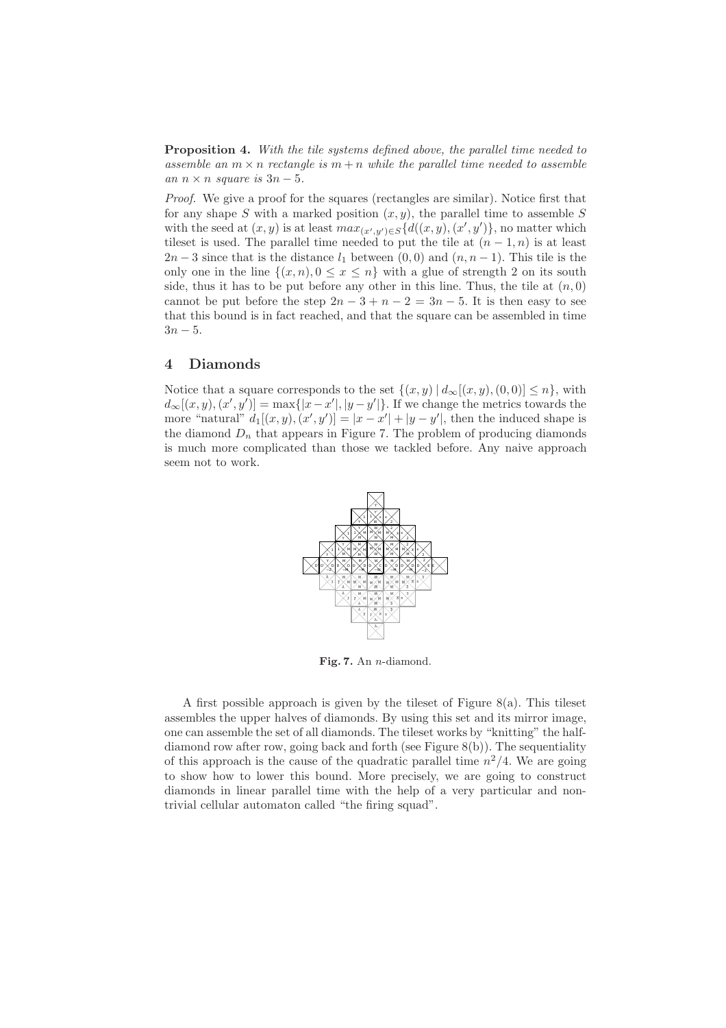**Proposition 4.** *With the tile systems defined above, the parallel time needed to assemble an $m \times n$ rectangle is $m + n$ while the parallel time needed to assemble an $n \times n$ square is $3n - 5$.*

*Proof.* We give a proof for the squares (rectangles are similar). Notice first that for any shape $S$ with a marked position $(x, y)$, the parallel time to assemble $S$ with the seed at $(x, y)$ is at least $max_{(x',y') \in S}\{d((x, y), (x', y')\}$, no matter which tileset is used. The parallel time needed to put the tile at $(n - 1, n)$ is at least $2n - 3$ since that is the distance $l_1$ between $(0, 0)$ and $(n, n - 1)$. This tile is the only one in the line $\{(x, n), 0 \le x \le n\}$ with a glue of strength 2 on its south side, thus it has to be put before any other in this line. Thus, the tile at $(n, 0)$ cannot be put before the step $2n - 3 + n - 2 = 3n - 5$. It is then easy to see that this bound is in fact reached, and that the square can be assembled in time $3n - 5$.

## 4 Diamonds

Notice that a square corresponds to the set $\{(x, y) \mid d_\infty[(x, y), (0, 0)] \le n\}$, with $d_\infty[(x, y), (x', y')] = \max\{|x - x'|, |y - y'|\}$. If we change the metrics towards the more "natural" $d_1[(x, y), (x', y')] = |x - x'| + |y - y'|$, then the induced shape is the diamond $D_n$ that appears in Figure 7. The problem of producing diamonds is much more complicated than those we tackled before. Any naive approach seem not to work.

**Fig. 7.** An $n$-diamond.

A first possible approach is given by the tileset of Figure 8(a). This tileset assembles the upper halves of diamonds. By using this set and its mirror image, one can assemble the set of all diamonds. The tileset works by "knitting" the half-diamond row after row, going back and forth (see Figure 8(b)). The sequentiality of this approach is the cause of the quadratic parallel time $n^2/4$. We are going to show how to lower this bound. More precisely, we are going to construct diamonds in linear parallel time with the help of a very particular and non-trivial cellular automaton called "the firing squad".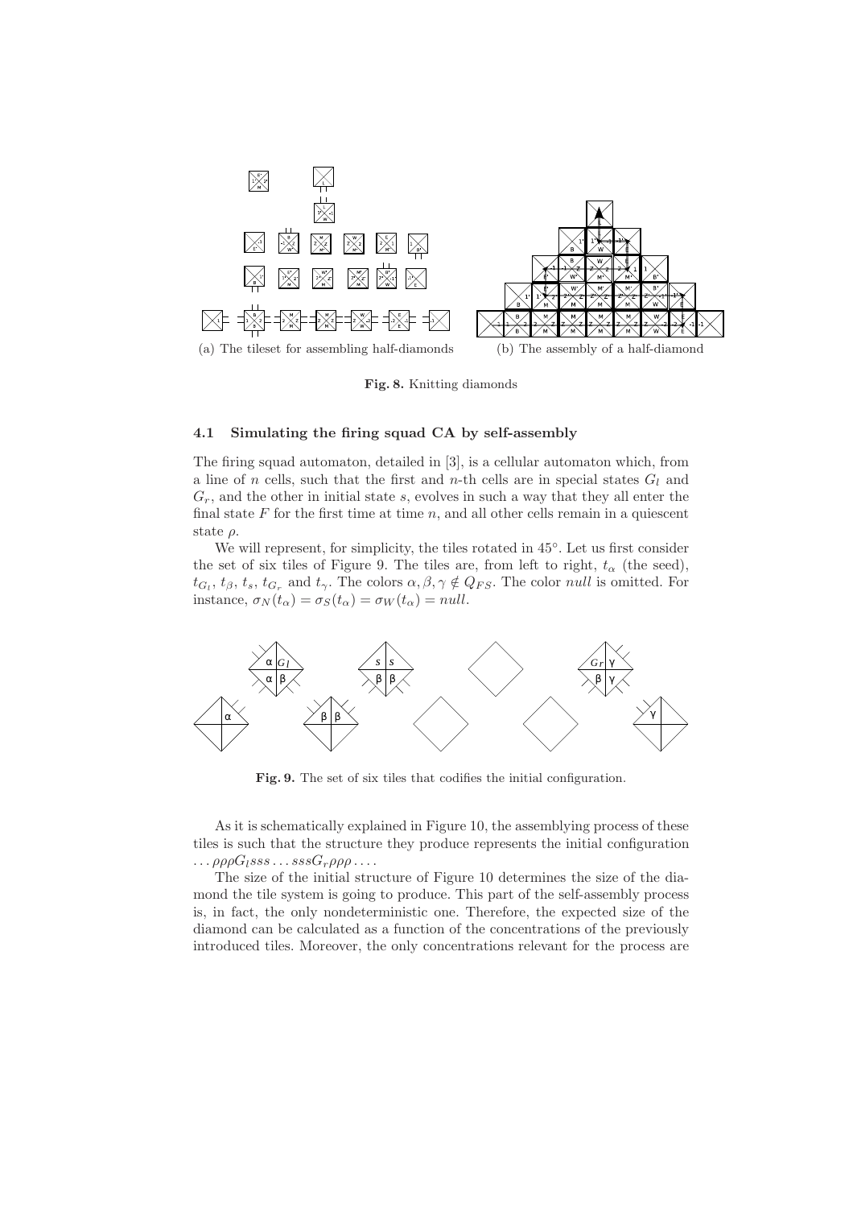(a) The tileset for assembling half-diamonds

(b) The assembly of a half-diamond

**Fig. 8.** Knitting diamonds

### 4.1 Simulating the firing squad CA by self-assembly

The firing squad automaton, detailed in [3], is a cellular automaton which, from a line of $n$ cells, such that the first and $n$-th cells are in special states $G_l$ and $G_r$, and the other in initial state $s$, evolves in such a way that they all enter the final state $F$ for the first time at time $n$, and all other cells remain in a quiescent state $\rho$.

We will represent, for simplicity, the tiles rotated in 45°. Let us first consider the set of six tiles of Figure 9. The tiles are, from left to right, $t_\alpha$ (the seed), $t_{G_l}$, $t_\beta$, $t_s$, $t_{G_r}$ and $t_\gamma$. The colors $\alpha, \beta, \gamma \notin Q_{FS}$. The color *null* is omitted. For instance, $\sigma_N(t_\alpha) = \sigma_S(t_\alpha) = \sigma_W(t_\alpha) = null$.

**Fig. 9.** The set of six tiles that codifies the initial configuration.

As it is schematically explained in Figure 10, the assemblying process of these tiles is such that the structure they produce represents the initial configuration $\ldots \rho\rho\rho G_l sss \ldots sss G_r \rho\rho\rho \ldots$.

The size of the initial structure of Figure 10 determines the size of the diamond the tile system is going to produce. This part of the self-assembly process is, in fact, the only nondeterministic one. Therefore, the expected size of the diamond can be calculated as a function of the concentrations of the previously introduced tiles. Moreover, the only concentrations relevant for the process are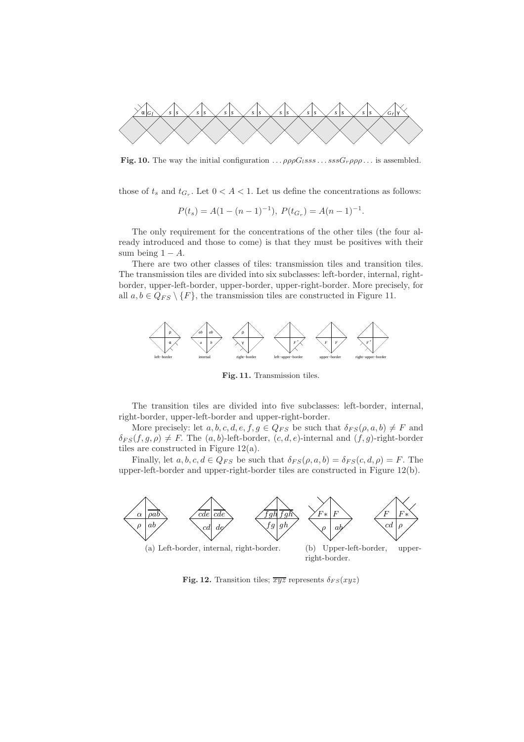**Fig. 10.** The way the initial configuration $\ldots\rho\rho\rho G_l sss \ldots sss G_r \rho\rho\rho \ldots$ is assembled.

those of $t_s$ and $t_{G_r}$. Let $0 < A < 1$. Let us define the concentrations as follows:

$$P(t_s) = A(1 - (n-1)^{-1}),\ P(t_{G_r}) = A(n-1)^{-1}.$$

The only requirement for the concentrations of the other tiles (the four already introduced and those to come) is that they must be positives with their sum being $1 - A$.

There are two other classes of tiles: transmission tiles and transition tiles. The transmission tiles are divided into six subclasses: left-border, internal, right-border, upper-left-border, upper-border, upper-right-border. More precisely, for all $a, b \in Q_{FS} \setminus \{F\}$, the transmission tiles are constructed in Figure 11.

**Fig. 11.** Transmission tiles.

The transition tiles are divided into five subclasses: left-border, internal, right-border, upper-left-border and upper-right-border.

More precisely: let $a, b, c, d, e, f, g \in Q_{FS}$ be such that $\delta_{FS}(\rho, a, b) \neq F$ and $\delta_{FS}(f, g, \rho) \neq F$. The $(a, b)$-left-border, $(c, d, e)$-internal and $(f, g)$-right-border tiles are constructed in Figure 12(a).

Finally, let $a, b, c, d \in Q_{FS}$ be such that $\delta_{FS}(\rho, a, b) = \delta_{FS}(c, d, \rho) = F$. The upper-left-border and upper-right-border tiles are constructed in Figure 12(b).

(a) Left-border, internal, right-border.

(b) Upper-left-border, upper-right-border.

**Fig. 12.** Transition tiles; $\overline{xyz}$ represents $\delta_{FS}(xyz)$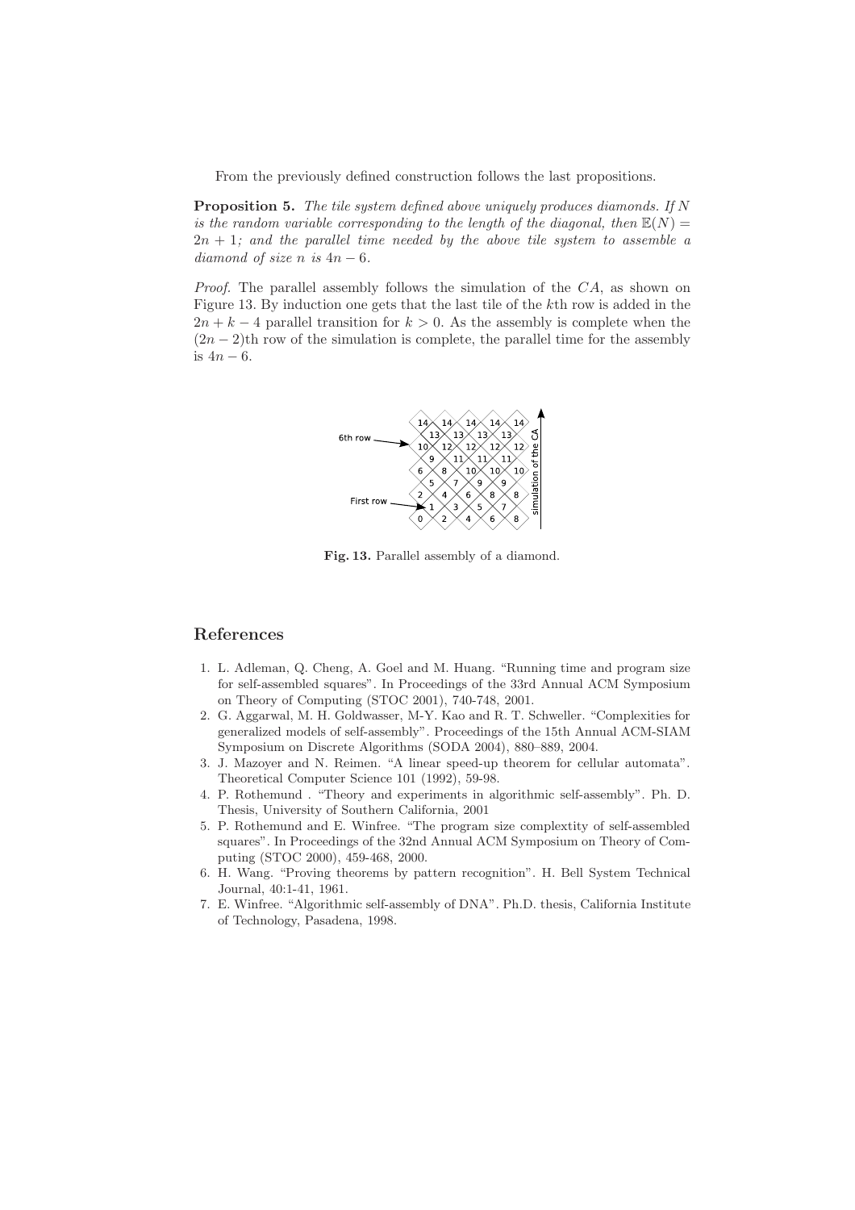From the previously defined construction follows the last propositions.

**Proposition 5.** *The tile system defined above uniquely produces diamonds. If $N$ is the random variable corresponding to the length of the diagonal, then $\mathbb{E}(N) = 2n + 1$; and the parallel time needed by the above tile system to assemble a diamond of size $n$ is $4n - 6$.*

*Proof.* The parallel assembly follows the simulation of the $CA$, as shown on Figure 13. By induction one gets that the last tile of the $k$th row is added in the $2n + k - 4$ parallel transition for $k > 0$. As the assembly is complete when the $(2n - 2)$th row of the simulation is complete, the parallel time for the assembly is $4n - 6$.

6th row

First row

simulation of the CA

14 14 14 14 14
13 13 13 13
10 12 12 12 12
9 11 11 11
6 8 10 10 10
5 7 9 9
2 4 6 8 8
1 3 5 7
0 2 4 6 8

**Fig. 13.** Parallel assembly of a diamond.

## References

1. L. Adleman, Q. Cheng, A. Goel and M. Huang. "Running time and program size for self-assembled squares". In Proceedings of the 33rd Annual ACM Symposium on Theory of Computing (STOC 2001), 740-748, 2001.
2. G. Aggarwal, M. H. Goldwasser, M-Y. Kao and R. T. Schweller. "Complexities for generalized models of self-assembly". Proceedings of the 15th Annual ACM-SIAM Symposium on Discrete Algorithms (SODA 2004), 880–889, 2004.
3. J. Mazoyer and N. Reimen. "A linear speed-up theorem for cellular automata". Theoretical Computer Science 101 (1992), 59-98.
4. P. Rothemund . "Theory and experiments in algorithmic self-assembly". Ph. D. Thesis, University of Southern California, 2001
5. P. Rothemund and E. Winfree. "The program size complextity of self-assembled squares". In Proceedings of the 32nd Annual ACM Symposium on Theory of Computing (STOC 2000), 459-468, 2000.
6. H. Wang. "Proving theorems by pattern recognition". H. Bell System Technical Journal, 40:1-41, 1961.
7. E. Winfree. "Algorithmic self-assembly of DNA". Ph.D. thesis, California Institute of Technology, Pasadena, 1998.